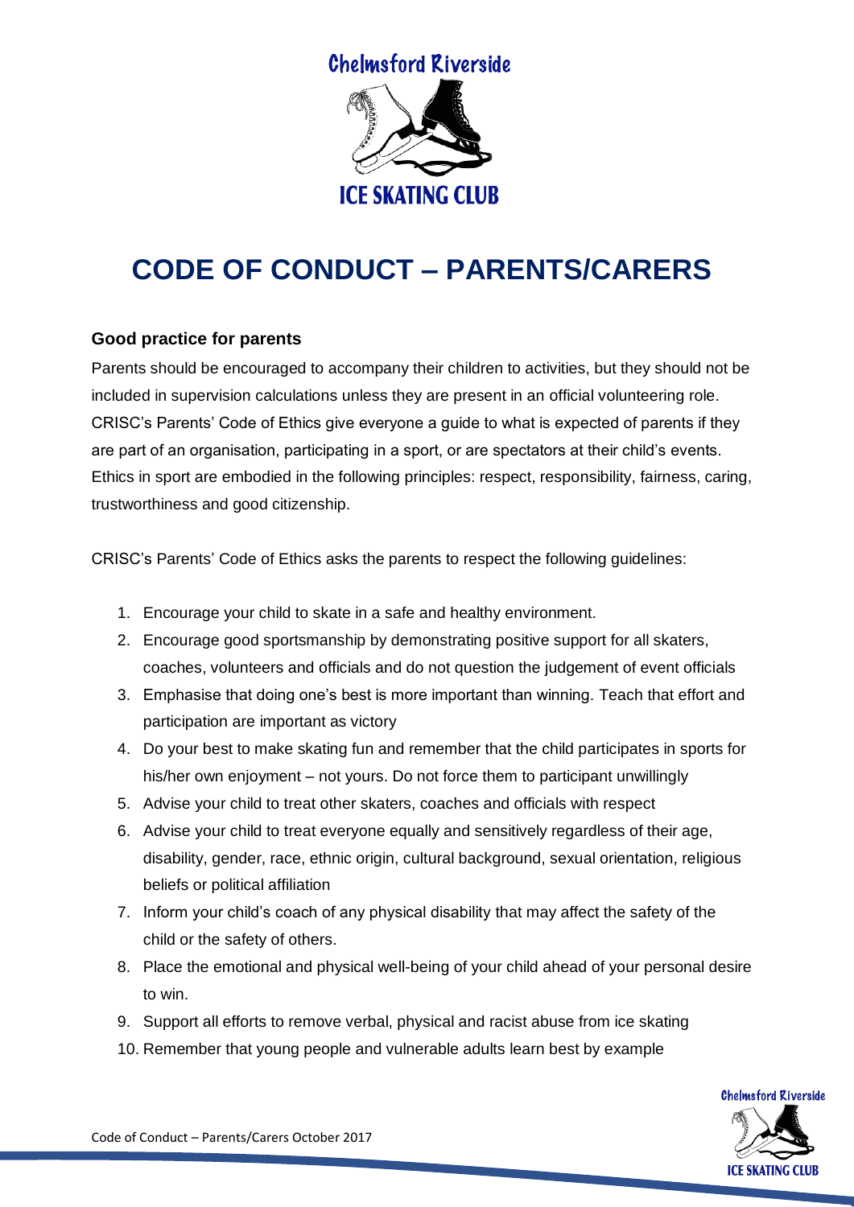Chelmsford Riverside

ICE SKATING CLUB

# CODE OF CONDUCT – PARENTS/CARERS

### Good practice for parents

Parents should be encouraged to accompany their children to activities, but they should not be included in supervision calculations unless they are present in an official volunteering role. CRISC's Parents' Code of Ethics give everyone a guide to what is expected of parents if they are part of an organisation, participating in a sport, or are spectators at their child's events. Ethics in sport are embodied in the following principles: respect, responsibility, fairness, caring, trustworthiness and good citizenship.

CRISC's Parents' Code of Ethics asks the parents to respect the following guidelines:

1. Encourage your child to skate in a safe and healthy environment.
2. Encourage good sportsmanship by demonstrating positive support for all skaters, coaches, volunteers and officials and do not question the judgement of event officials
3. Emphasise that doing one's best is more important than winning. Teach that effort and participation are important as victory
4. Do your best to make skating fun and remember that the child participates in sports for his/her own enjoyment – not yours. Do not force them to participant unwillingly
5. Advise your child to treat other skaters, coaches and officials with respect
6. Advise your child to treat everyone equally and sensitively regardless of their age, disability, gender, race, ethnic origin, cultural background, sexual orientation, religious beliefs or political affiliation
7. Inform your child's coach of any physical disability that may affect the safety of the child or the safety of others.
8. Place the emotional and physical well-being of your child ahead of your personal desire to win.
9. Support all efforts to remove verbal, physical and racist abuse from ice skating
10. Remember that young people and vulnerable adults learn best by example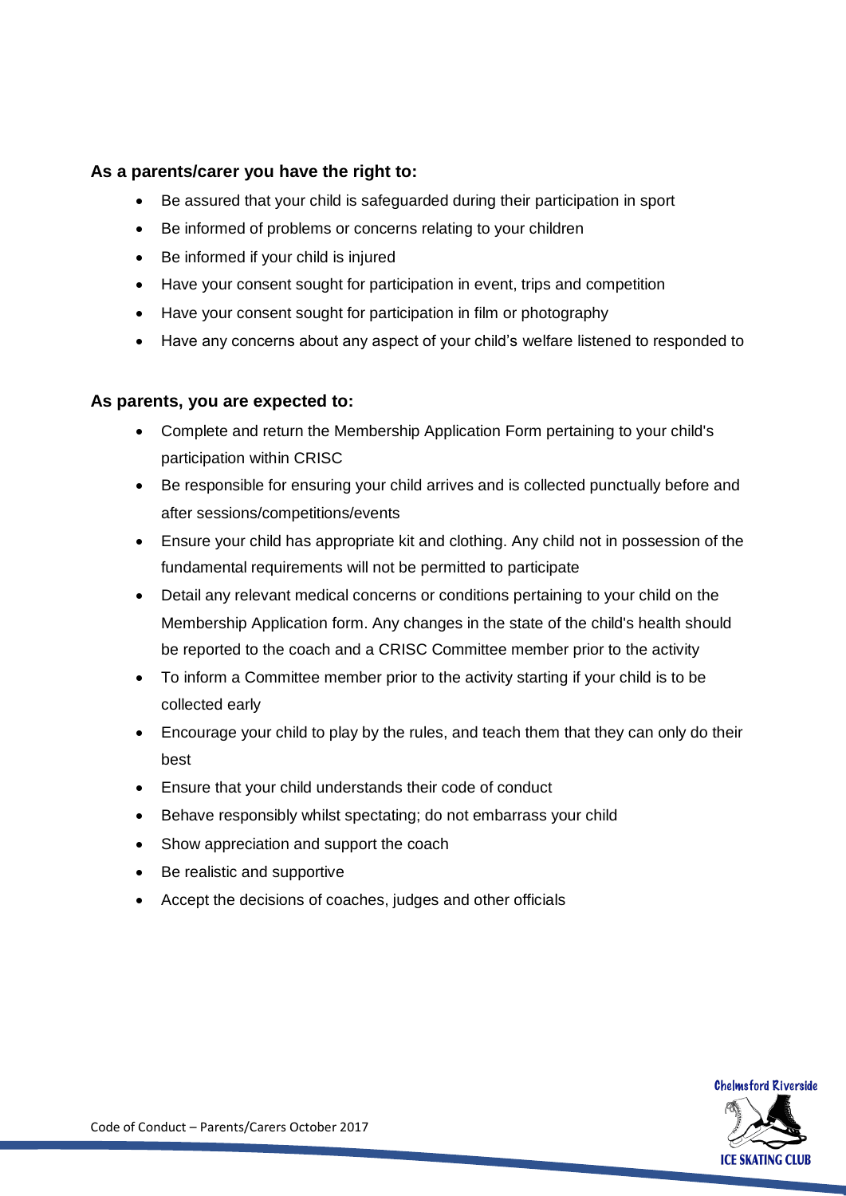**As a parents/carer you have the right to:**

- Be assured that your child is safeguarded during their participation in sport
- Be informed of problems or concerns relating to your children
- Be informed if your child is injured
- Have your consent sought for participation in event, trips and competition
- Have your consent sought for participation in film or photography
- Have any concerns about any aspect of your child's welfare listened to responded to

**As parents, you are expected to:**

- Complete and return the Membership Application Form pertaining to your child's participation within CRISC
- Be responsible for ensuring your child arrives and is collected punctually before and after sessions/competitions/events
- Ensure your child has appropriate kit and clothing. Any child not in possession of the fundamental requirements will not be permitted to participate
- Detail any relevant medical concerns or conditions pertaining to your child on the Membership Application form. Any changes in the state of the child's health should be reported to the coach and a CRISC Committee member prior to the activity
- To inform a Committee member prior to the activity starting if your child is to be collected early
- Encourage your child to play by the rules, and teach them that they can only do their best
- Ensure that your child understands their code of conduct
- Behave responsibly whilst spectating; do not embarrass your child
- Show appreciation and support the coach
- Be realistic and supportive
- Accept the decisions of coaches, judges and other officials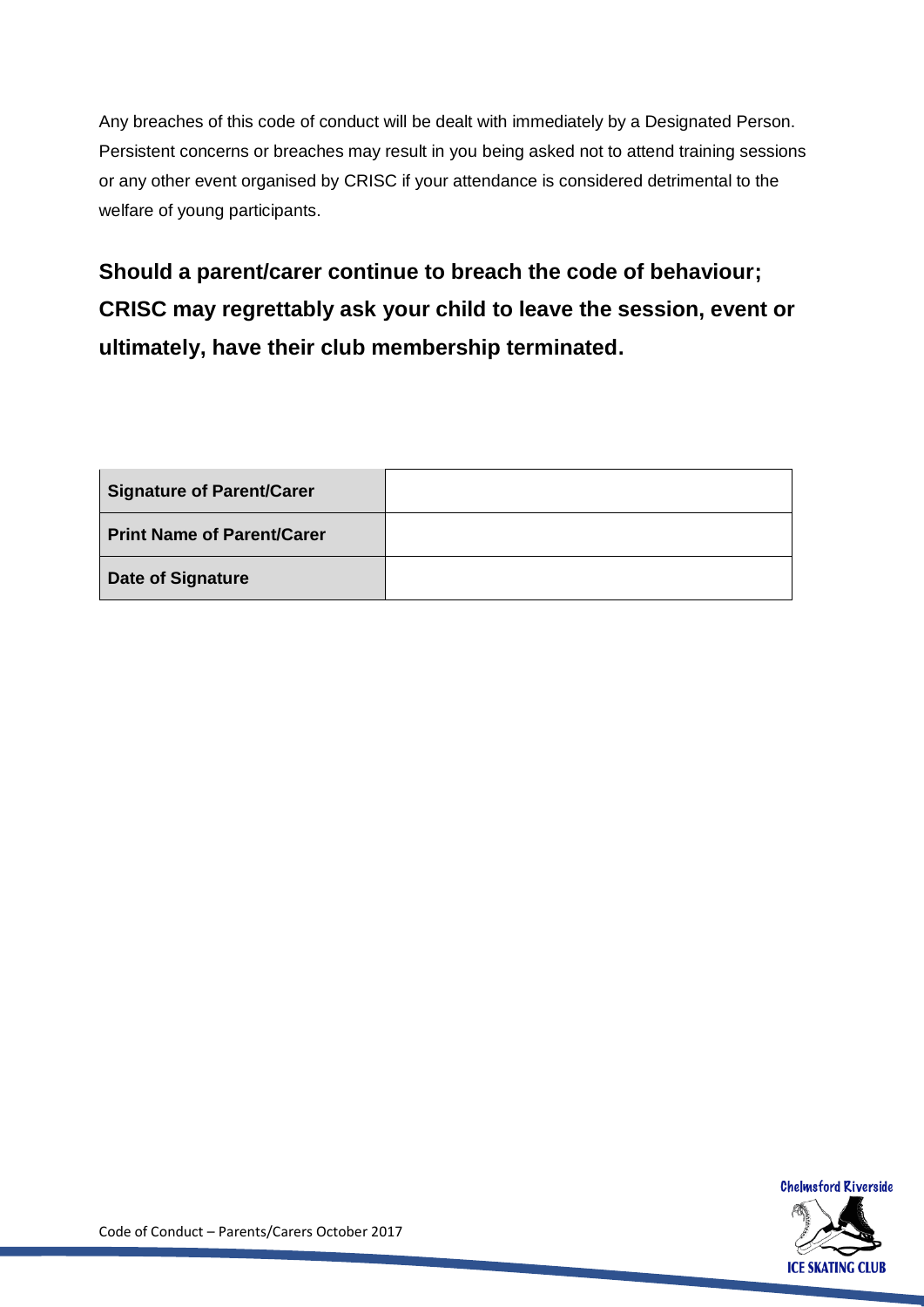Any breaches of this code of conduct will be dealt with immediately by a Designated Person. Persistent concerns or breaches may result in you being asked not to attend training sessions or any other event organised by CRISC if your attendance is considered detrimental to the welfare of young participants.

**Should a parent/carer continue to breach the code of behaviour; CRISC may regrettably ask your child to leave the session, event or ultimately, have their club membership terminated.**

| | |
|---|---|
| **Signature of Parent/Carer** | |
| **Print Name of Parent/Carer** | |
| **Date of Signature** | |